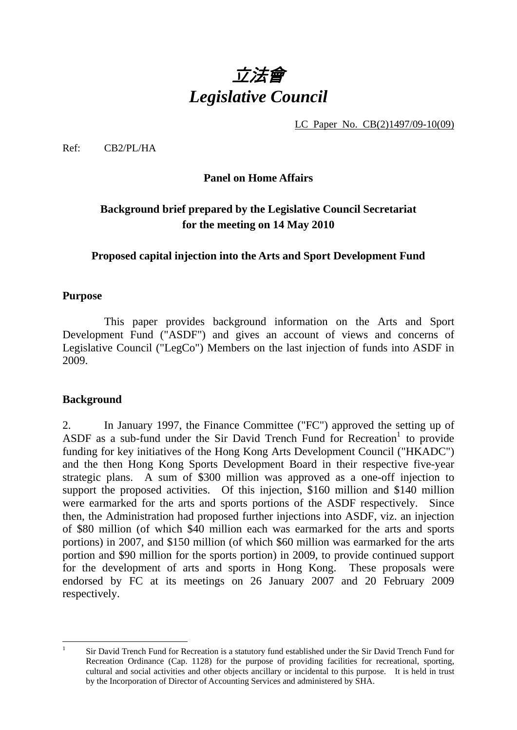# *立法會*
# *Legislative Council*

LC Paper No. CB(2)1497/09-10(09)

Ref: CB2/PL/HA

**Panel on Home Affairs**

**Background brief prepared by the Legislative Council Secretariat for the meeting on 14 May 2010**

**Proposed capital injection into the Arts and Sport Development Fund**

## Purpose

This paper provides background information on the Arts and Sport Development Fund ("ASDF") and gives an account of views and concerns of Legislative Council ("LegCo") Members on the last injection of funds into ASDF in 2009.

## Background

2. In January 1997, the Finance Committee ("FC") approved the setting up of ASDF as a sub-fund under the Sir David Trench Fund for Recreation[1] to provide funding for key initiatives of the Hong Kong Arts Development Council ("HKADC") and the then Hong Kong Sports Development Board in their respective five-year strategic plans. A sum of $300 million was approved as a one-off injection to support the proposed activities. Of this injection, $160 million and $140 million were earmarked for the arts and sports portions of the ASDF respectively. Since then, the Administration had proposed further injections into ASDF, viz. an injection of $80 million (of which $40 million each was earmarked for the arts and sports portions) in 2007, and $150 million (of which $60 million was earmarked for the arts portion and $90 million for the sports portion) in 2009, to provide continued support for the development of arts and sports in Hong Kong. These proposals were endorsed by FC at its meetings on 26 January 2007 and 20 February 2009 respectively.

---

[1] Sir David Trench Fund for Recreation is a statutory fund established under the Sir David Trench Fund for Recreation Ordinance (Cap. 1128) for the purpose of providing facilities for recreational, sporting, cultural and social activities and other objects ancillary or incidental to this purpose. It is held in trust by the Incorporation of Director of Accounting Services and administered by SHA.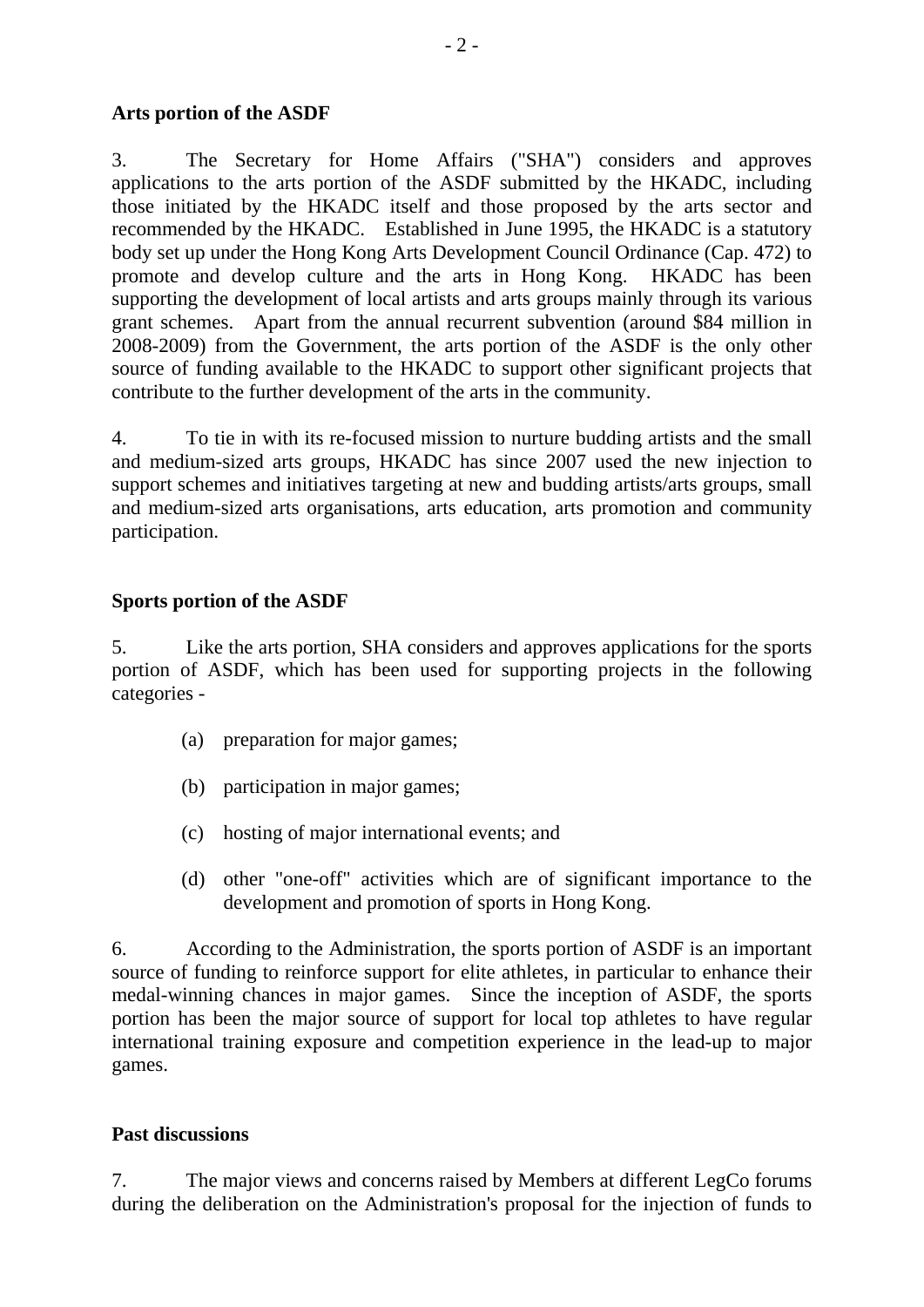**Arts portion of the ASDF**

3. The Secretary for Home Affairs ("SHA") considers and approves applications to the arts portion of the ASDF submitted by the HKADC, including those initiated by the HKADC itself and those proposed by the arts sector and recommended by the HKADC. Established in June 1995, the HKADC is a statutory body set up under the Hong Kong Arts Development Council Ordinance (Cap. 472) to promote and develop culture and the arts in Hong Kong. HKADC has been supporting the development of local artists and arts groups mainly through its various grant schemes. Apart from the annual recurrent subvention (around $84 million in 2008-2009) from the Government, the arts portion of the ASDF is the only other source of funding available to the HKADC to support other significant projects that contribute to the further development of the arts in the community.

4. To tie in with its re-focused mission to nurture budding artists and the small and medium-sized arts groups, HKADC has since 2007 used the new injection to support schemes and initiatives targeting at new and budding artists/arts groups, small and medium-sized arts organisations, arts education, arts promotion and community participation.

**Sports portion of the ASDF**

5. Like the arts portion, SHA considers and approves applications for the sports portion of ASDF, which has been used for supporting projects in the following categories -

(a) preparation for major games;

(b) participation in major games;

(c) hosting of major international events; and

(d) other "one-off" activities which are of significant importance to the development and promotion of sports in Hong Kong.

6. According to the Administration, the sports portion of ASDF is an important source of funding to reinforce support for elite athletes, in particular to enhance their medal-winning chances in major games. Since the inception of ASDF, the sports portion has been the major source of support for local top athletes to have regular international training exposure and competition experience in the lead-up to major games.

**Past discussions**

7. The major views and concerns raised by Members at different LegCo forums during the deliberation on the Administration's proposal for the injection of funds to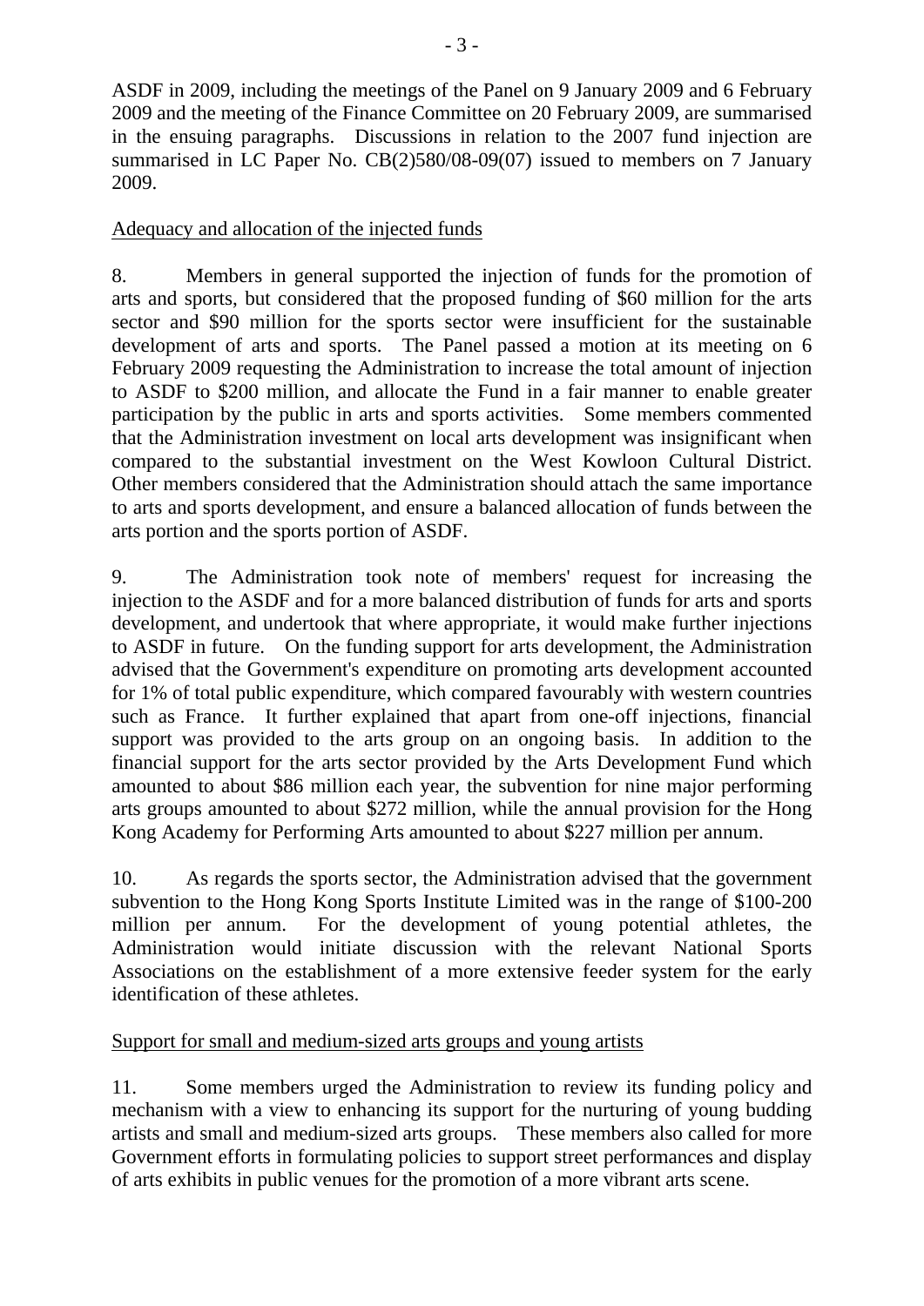ASDF in 2009, including the meetings of the Panel on 9 January 2009 and 6 February 2009 and the meeting of the Finance Committee on 20 February 2009, are summarised in the ensuing paragraphs. Discussions in relation to the 2007 fund injection are summarised in LC Paper No. CB(2)580/08-09(07) issued to members on 7 January 2009.

Adequacy and allocation of the injected funds

8. Members in general supported the injection of funds for the promotion of arts and sports, but considered that the proposed funding of $60 million for the arts sector and $90 million for the sports sector were insufficient for the sustainable development of arts and sports. The Panel passed a motion at its meeting on 6 February 2009 requesting the Administration to increase the total amount of injection to ASDF to $200 million, and allocate the Fund in a fair manner to enable greater participation by the public in arts and sports activities. Some members commented that the Administration investment on local arts development was insignificant when compared to the substantial investment on the West Kowloon Cultural District. Other members considered that the Administration should attach the same importance to arts and sports development, and ensure a balanced allocation of funds between the arts portion and the sports portion of ASDF.

9. The Administration took note of members' request for increasing the injection to the ASDF and for a more balanced distribution of funds for arts and sports development, and undertook that where appropriate, it would make further injections to ASDF in future. On the funding support for arts development, the Administration advised that the Government's expenditure on promoting arts development accounted for 1% of total public expenditure, which compared favourably with western countries such as France. It further explained that apart from one-off injections, financial support was provided to the arts group on an ongoing basis. In addition to the financial support for the arts sector provided by the Arts Development Fund which amounted to about $86 million each year, the subvention for nine major performing arts groups amounted to about $272 million, while the annual provision for the Hong Kong Academy for Performing Arts amounted to about $227 million per annum.

10. As regards the sports sector, the Administration advised that the government subvention to the Hong Kong Sports Institute Limited was in the range of $100-200 million per annum. For the development of young potential athletes, the Administration would initiate discussion with the relevant National Sports Associations on the establishment of a more extensive feeder system for the early identification of these athletes.

Support for small and medium-sized arts groups and young artists

11. Some members urged the Administration to review its funding policy and mechanism with a view to enhancing its support for the nurturing of young budding artists and small and medium-sized arts groups. These members also called for more Government efforts in formulating policies to support street performances and display of arts exhibits in public venues for the promotion of a more vibrant arts scene.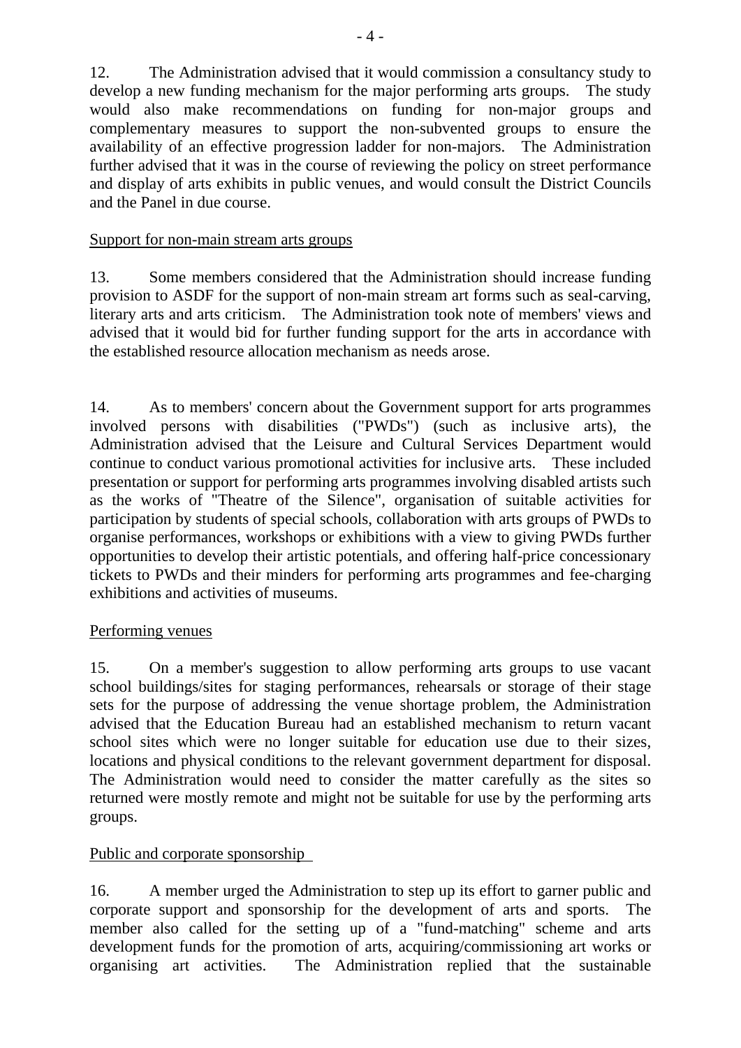12. The Administration advised that it would commission a consultancy study to develop a new funding mechanism for the major performing arts groups. The study would also make recommendations on funding for non-major groups and complementary measures to support the non-subvented groups to ensure the availability of an effective progression ladder for non-majors. The Administration further advised that it was in the course of reviewing the policy on street performance and display of arts exhibits in public venues, and would consult the District Councils and the Panel in due course.

<u>Support for non-main stream arts groups</u>

13. Some members considered that the Administration should increase funding provision to ASDF for the support of non-main stream art forms such as seal-carving, literary arts and arts criticism. The Administration took note of members' views and advised that it would bid for further funding support for the arts in accordance with the established resource allocation mechanism as needs arose.

14. As to members' concern about the Government support for arts programmes involved persons with disabilities ("PWDs") (such as inclusive arts), the Administration advised that the Leisure and Cultural Services Department would continue to conduct various promotional activities for inclusive arts. These included presentation or support for performing arts programmes involving disabled artists such as the works of "Theatre of the Silence", organisation of suitable activities for participation by students of special schools, collaboration with arts groups of PWDs to organise performances, workshops or exhibitions with a view to giving PWDs further opportunities to develop their artistic potentials, and offering half-price concessionary tickets to PWDs and their minders for performing arts programmes and fee-charging exhibitions and activities of museums.

<u>Performing venues</u>

15. On a member's suggestion to allow performing arts groups to use vacant school buildings/sites for staging performances, rehearsals or storage of their stage sets for the purpose of addressing the venue shortage problem, the Administration advised that the Education Bureau had an established mechanism to return vacant school sites which were no longer suitable for education use due to their sizes, locations and physical conditions to the relevant government department for disposal. The Administration would need to consider the matter carefully as the sites so returned were mostly remote and might not be suitable for use by the performing arts groups.

<u>Public and corporate sponsorship</u>

16. A member urged the Administration to step up its effort to garner public and corporate support and sponsorship for the development of arts and sports. The member also called for the setting up of a "fund-matching" scheme and arts development funds for the promotion of arts, acquiring/commissioning art works or organising art activities. The Administration replied that the sustainable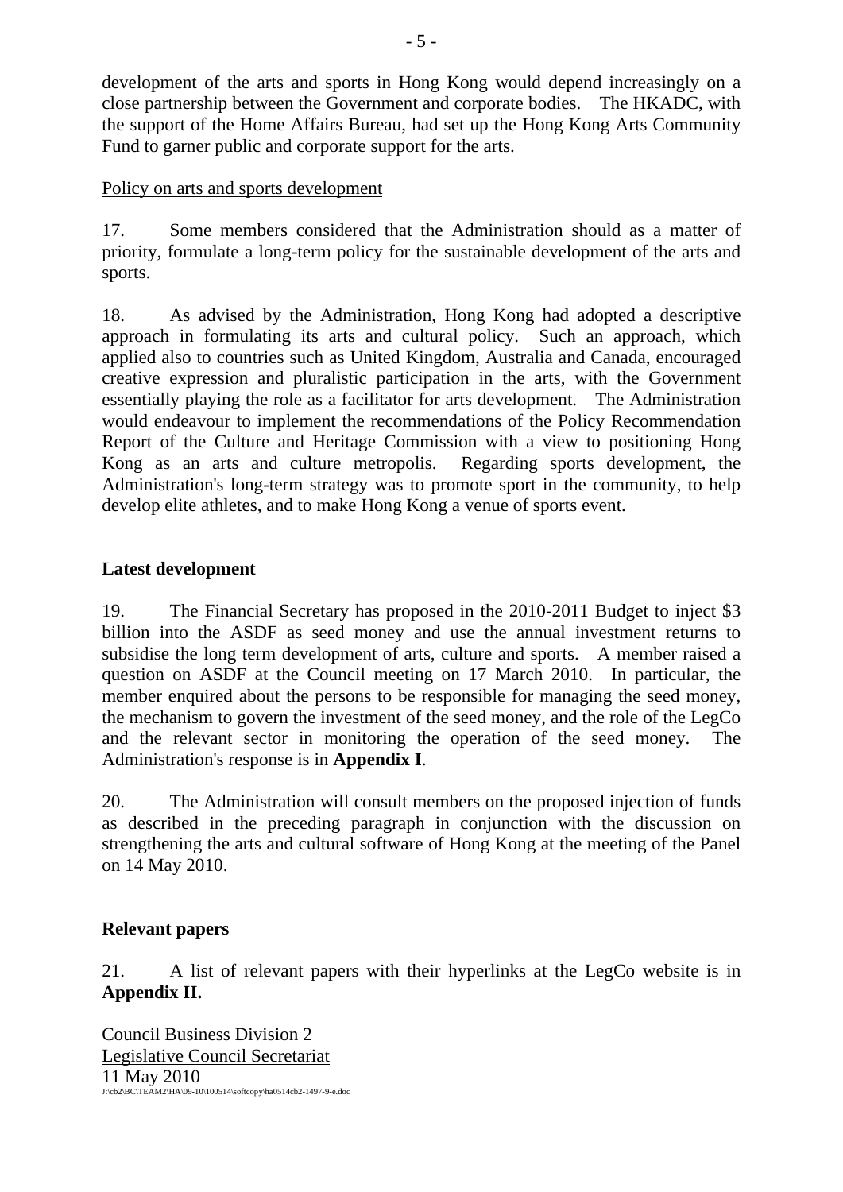development of the arts and sports in Hong Kong would depend increasingly on a close partnership between the Government and corporate bodies. The HKADC, with the support of the Home Affairs Bureau, had set up the Hong Kong Arts Community Fund to garner public and corporate support for the arts.

Policy on arts and sports development

17. Some members considered that the Administration should as a matter of priority, formulate a long-term policy for the sustainable development of the arts and sports.

18. As advised by the Administration, Hong Kong had adopted a descriptive approach in formulating its arts and cultural policy. Such an approach, which applied also to countries such as United Kingdom, Australia and Canada, encouraged creative expression and pluralistic participation in the arts, with the Government essentially playing the role as a facilitator for arts development. The Administration would endeavour to implement the recommendations of the Policy Recommendation Report of the Culture and Heritage Commission with a view to positioning Hong Kong as an arts and culture metropolis. Regarding sports development, the Administration's long-term strategy was to promote sport in the community, to help develop elite athletes, and to make Hong Kong a venue of sports event.

## Latest development

19. The Financial Secretary has proposed in the 2010-2011 Budget to inject $3 billion into the ASDF as seed money and use the annual investment returns to subsidise the long term development of arts, culture and sports. A member raised a question on ASDF at the Council meeting on 17 March 2010. In particular, the member enquired about the persons to be responsible for managing the seed money, the mechanism to govern the investment of the seed money, and the role of the LegCo and the relevant sector in monitoring the operation of the seed money. The Administration's response is in **Appendix I**.

20. The Administration will consult members on the proposed injection of funds as described in the preceding paragraph in conjunction with the discussion on strengthening the arts and cultural software of Hong Kong at the meeting of the Panel on 14 May 2010.

## Relevant papers

21. A list of relevant papers with their hyperlinks at the LegCo website is in **Appendix II.**

Council Business Division 2
Legislative Council Secretariat
11 May 2010
J:\cb2\BC\TEAM2\HA\09-10\100514\softcopy\ha0514cb2-1497-9-e.doc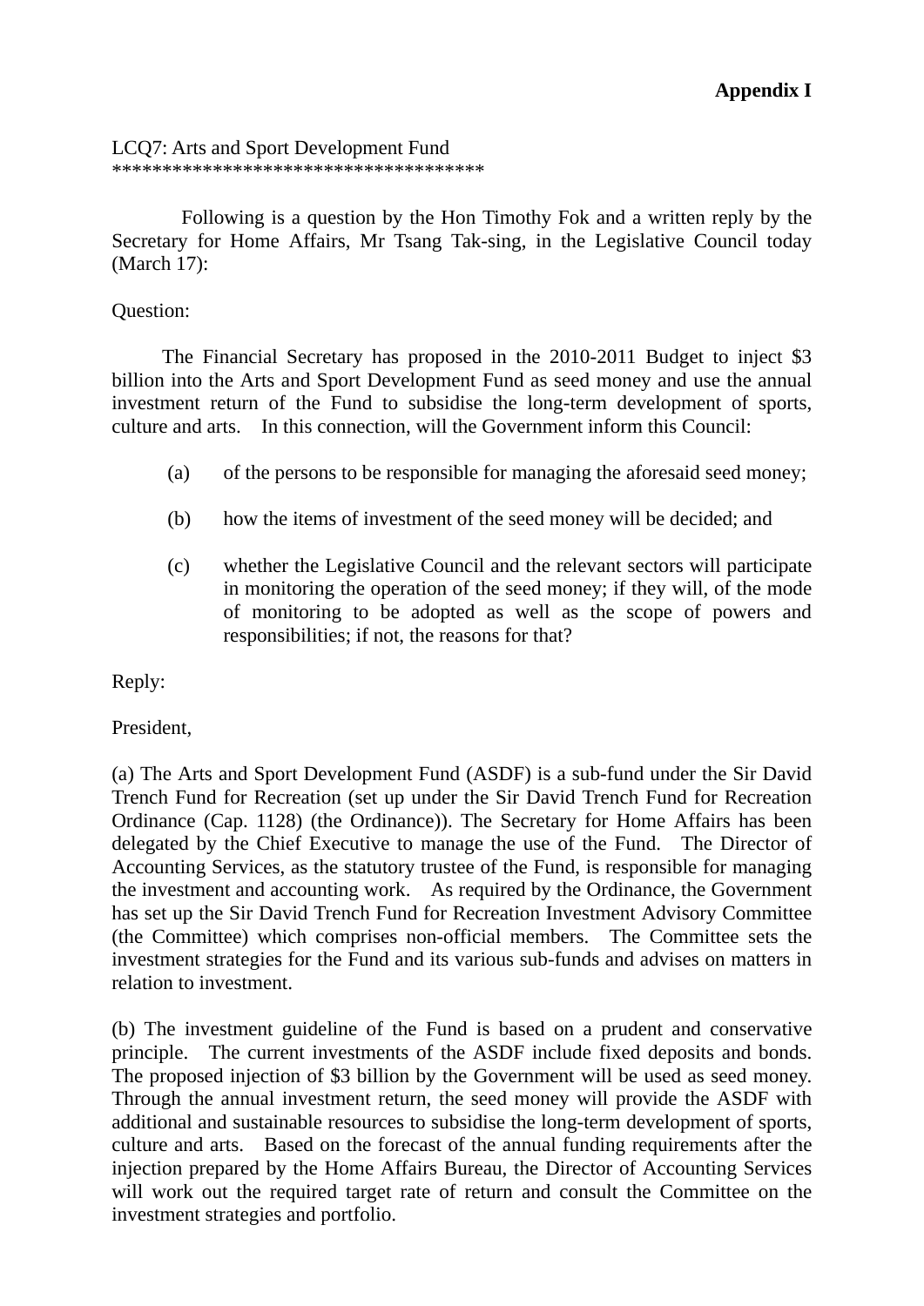**Appendix I**

LCQ7: Arts and Sport Development Fund
************************************

Following is a question by the Hon Timothy Fok and a written reply by the Secretary for Home Affairs, Mr Tsang Tak-sing, in the Legislative Council today (March 17):

Question:

The Financial Secretary has proposed in the 2010-2011 Budget to inject $3 billion into the Arts and Sport Development Fund as seed money and use the annual investment return of the Fund to subsidise the long-term development of sports, culture and arts. In this connection, will the Government inform this Council:

(a) of the persons to be responsible for managing the aforesaid seed money;

(b) how the items of investment of the seed money will be decided; and

(c) whether the Legislative Council and the relevant sectors will participate in monitoring the operation of the seed money; if they will, of the mode of monitoring to be adopted as well as the scope of powers and responsibilities; if not, the reasons for that?

Reply:

President,

(a) The Arts and Sport Development Fund (ASDF) is a sub-fund under the Sir David Trench Fund for Recreation (set up under the Sir David Trench Fund for Recreation Ordinance (Cap. 1128) (the Ordinance)). The Secretary for Home Affairs has been delegated by the Chief Executive to manage the use of the Fund. The Director of Accounting Services, as the statutory trustee of the Fund, is responsible for managing the investment and accounting work. As required by the Ordinance, the Government has set up the Sir David Trench Fund for Recreation Investment Advisory Committee (the Committee) which comprises non-official members. The Committee sets the investment strategies for the Fund and its various sub-funds and advises on matters in relation to investment.

(b) The investment guideline of the Fund is based on a prudent and conservative principle. The current investments of the ASDF include fixed deposits and bonds. The proposed injection of $3 billion by the Government will be used as seed money. Through the annual investment return, the seed money will provide the ASDF with additional and sustainable resources to subsidise the long-term development of sports, culture and arts. Based on the forecast of the annual funding requirements after the injection prepared by the Home Affairs Bureau, the Director of Accounting Services will work out the required target rate of return and consult the Committee on the investment strategies and portfolio.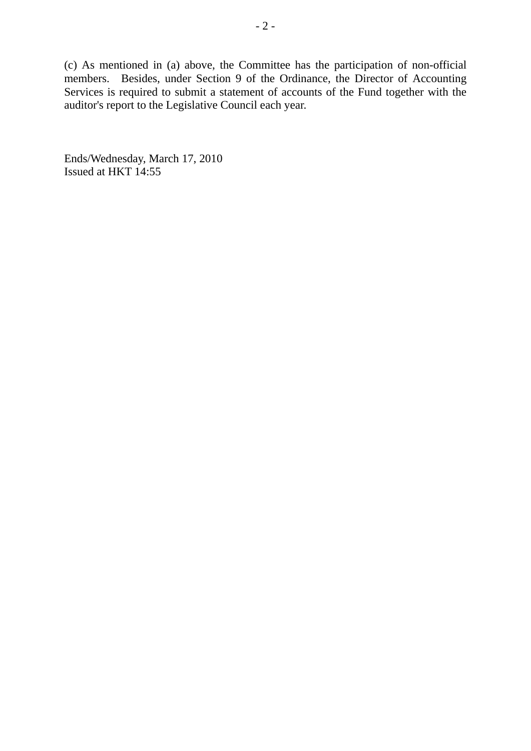(c) As mentioned in (a) above, the Committee has the participation of non-official members. Besides, under Section 9 of the Ordinance, the Director of Accounting Services is required to submit a statement of accounts of the Fund together with the auditor's report to the Legislative Council each year.

Ends/Wednesday, March 17, 2010
Issued at HKT 14:55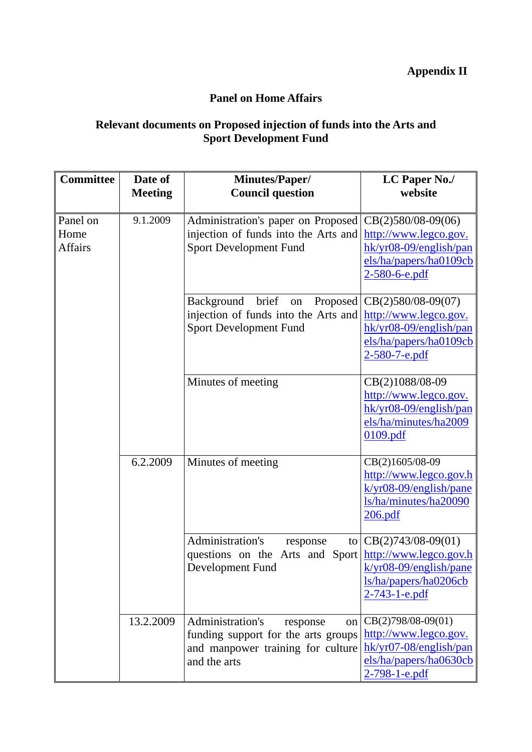**Appendix II**

**Panel on Home Affairs**

**Relevant documents on Proposed injection of funds into the Arts and Sport Development Fund**

| Committee | Date of Meeting | Minutes/Paper/ Council question | LC Paper No./ website |
|---|---|---|---|
| Panel on Home Affairs | 9.1.2009 | Administration's paper on Proposed injection of funds into the Arts and Sport Development Fund | CB(2)580/08-09(06) http://www.legco.gov.hk/yr08-09/english/panels/ha/papers/ha0109cb2-580-6-e.pdf |
| | | Background brief on Proposed injection of funds into the Arts and Sport Development Fund | CB(2)580/08-09(07) http://www.legco.gov.hk/yr08-09/english/panels/ha/papers/ha0109cb2-580-7-e.pdf |
| | | Minutes of meeting | CB(2)1088/08-09 http://www.legco.gov.hk/yr08-09/english/panels/ha/minutes/ha20090109.pdf |
| | 6.2.2009 | Minutes of meeting | CB(2)1605/08-09 http://www.legco.gov.hk/yr08-09/english/panels/ha/minutes/ha20090206.pdf |
| | | Administration's response to questions on the Arts and Sport Development Fund | CB(2)743/08-09(01) http://www.legco.gov.hk/yr08-09/english/panels/ha/papers/ha0206cb2-743-1-e.pdf |
| | 13.2.2009 | Administration's response on funding support for the arts groups and manpower training for culture and the arts | CB(2)798/08-09(01) http://www.legco.gov.hk/yr07-08/english/panels/ha/papers/ha0630cb2-798-1-e.pdf |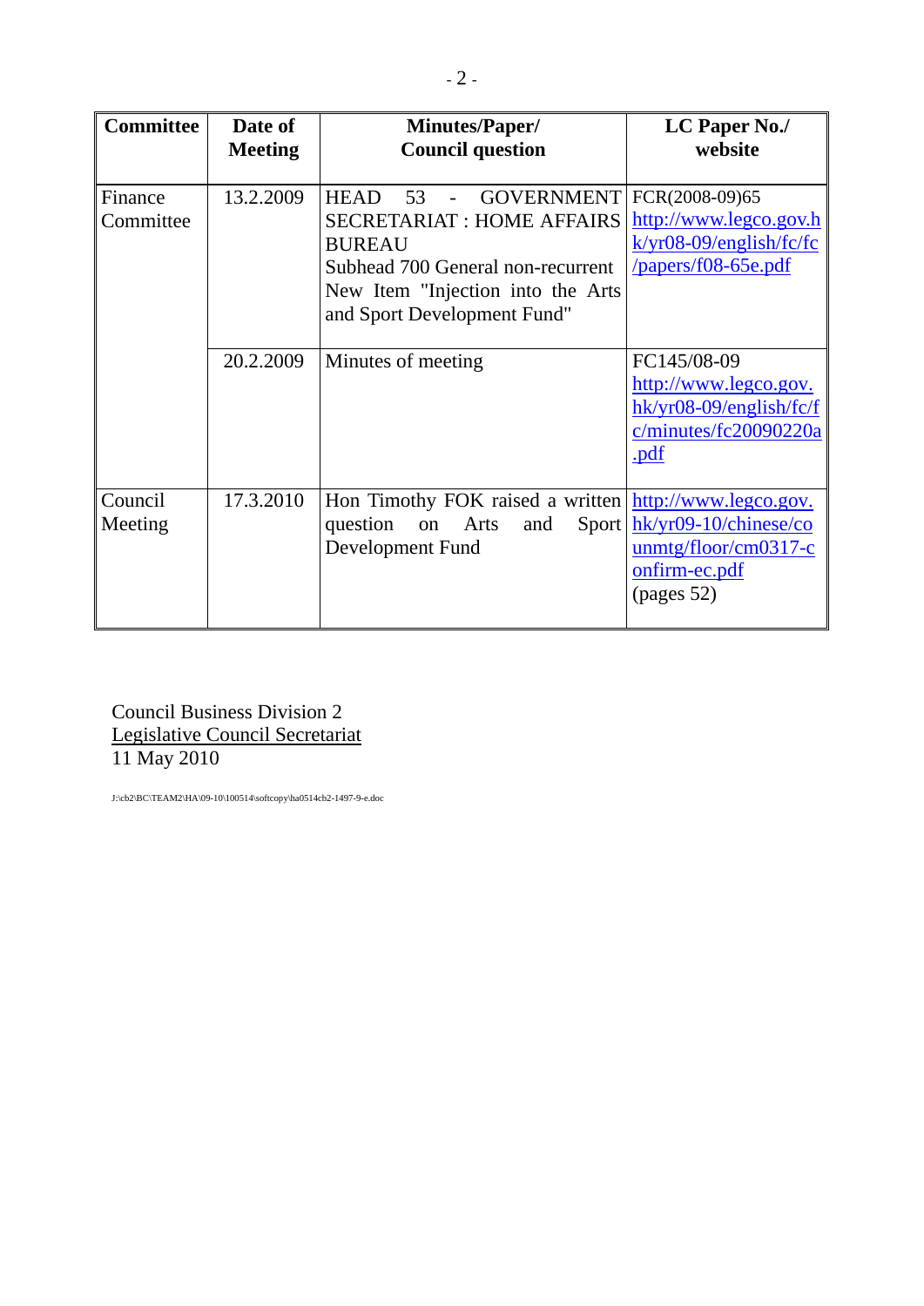| Committee | Date of Meeting | Minutes/Paper/ Council question | LC Paper No./ website |
|---|---|---|---|
| Finance Committee | 13.2.2009 | HEAD 53 - GOVERNMENT SECRETARIAT : HOME AFFAIRS BUREAU Subhead 700 General non-recurrent New Item "Injection into the Arts and Sport Development Fund" | FCR(2008-09)65 http://www.legco.gov.hk/yr08-09/english/fc/fc/papers/f08-65e.pdf |
| | 20.2.2009 | Minutes of meeting | FC145/08-09 http://www.legco.gov.hk/yr08-09/english/fc/fc/minutes/fc20090220a.pdf |
| Council Meeting | 17.3.2010 | Hon Timothy FOK raised a written question on Arts and Sport Development Fund | http://www.legco.gov.hk/yr09-10/chinese/counmtg/floor/cm0317-confirm-ec.pdf (pages 52) |

Council Business Division 2
Legislative Council Secretariat
11 May 2010

J:\cb2\BC\TEAM2\HA\09-10\100514\softcopy\ha0514cb2-1497-9-e.doc